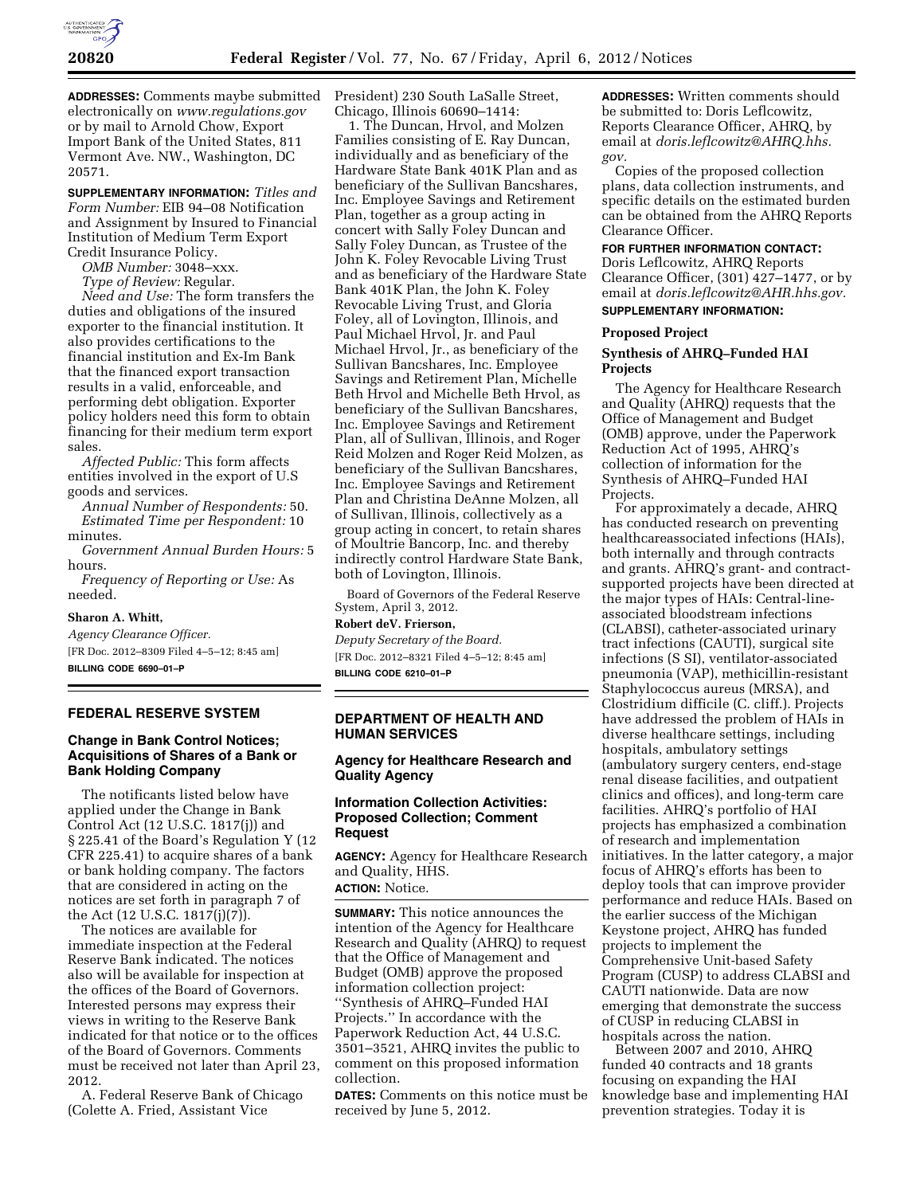**ADDRESSES:** Comments maybe submitted electronically on *www.regulations.gov* or by mail to Arnold Chow, Export Import Bank of the United States, 811 Vermont Ave. NW., Washington, DC 20571.

**SUPPLEMENTARY INFORMATION:** *Titles and Form Number:* EIB 94–08 Notification and Assignment by Insured to Financial Institution of Medium Term Export Credit Insurance Policy.

*OMB Number:* 3048–xxx.

*Type of Review:* Regular.

*Need and Use:* The form transfers the duties and obligations of the insured exporter to the financial institution. It also provides certifications to the financial institution and Ex-Im Bank that the financed export transaction results in a valid, enforceable, and performing debt obligation. Exporter policy holders need this form to obtain financing for their medium term export sales.

*Affected Public:* This form affects entities involved in the export of U.S goods and services.

*Annual Number of Respondents:* 50.

*Estimated Time per Respondent:* 10 minutes.

*Government Annual Burden Hours:* 5 hours.

*Frequency of Reporting or Use:* As needed.

**Sharon A. Whitt,**

*Agency Clearance Officer.*

[FR Doc. 2012–8309 Filed 4–5–12; 8:45 am]

**BILLING CODE 6690–01–P**

## FEDERAL RESERVE SYSTEM

### Change in Bank Control Notices; Acquisitions of Shares of a Bank or Bank Holding Company

The notificants listed below have applied under the Change in Bank Control Act (12 U.S.C. 1817(j)) and § 225.41 of the Board's Regulation Y (12 CFR 225.41) to acquire shares of a bank or bank holding company. The factors that are considered in acting on the notices are set forth in paragraph 7 of the Act (12 U.S.C. 1817(j)(7)).

The notices are available for immediate inspection at the Federal Reserve Bank indicated. The notices also will be available for inspection at the offices of the Board of Governors. Interested persons may express their views in writing to the Reserve Bank indicated for that notice or to the offices of the Board of Governors. Comments must be received not later than April 23, 2012.

A. Federal Reserve Bank of Chicago (Colette A. Fried, Assistant Vice President) 230 South LaSalle Street, Chicago, Illinois 60690–1414:

1. The Duncan, Hrvol, and Molzen Families consisting of E. Ray Duncan, individually and as beneficiary of the Hardware State Bank 401K Plan and as beneficiary of the Sullivan Bancshares, Inc. Employee Savings and Retirement Plan, together as a group acting in concert with Sally Foley Duncan and Sally Foley Duncan, as Trustee of the John K. Foley Revocable Living Trust and as beneficiary of the Hardware State Bank 401K Plan, the John K. Foley Revocable Living Trust, and Gloria Foley, all of Lovington, Illinois, and Paul Michael Hrvol, Jr. and Paul Michael Hrvol, Jr., as beneficiary of the Sullivan Bancshares, Inc. Employee Savings and Retirement Plan, Michelle Beth Hrvol and Michelle Beth Hrvol, as beneficiary of the Sullivan Bancshares, Inc. Employee Savings and Retirement Plan, all of Sullivan, Illinois, and Roger Reid Molzen and Roger Reid Molzen, as beneficiary of the Sullivan Bancshares, Inc. Employee Savings and Retirement Plan and Christina DeAnne Molzen, all of Sullivan, Illinois, collectively as a group acting in concert, to retain shares of Moultrie Bancorp, Inc. and thereby indirectly control Hardware State Bank, both of Lovington, Illinois.

Board of Governors of the Federal Reserve System, April 3, 2012.

**Robert deV. Frierson,**

*Deputy Secretary of the Board.*

[FR Doc. 2012–8321 Filed 4–5–12; 8:45 am]

**BILLING CODE 6210–01–P**

## DEPARTMENT OF HEALTH AND HUMAN SERVICES

### Agency for Healthcare Research and Quality Agency

### Information Collection Activities: Proposed Collection; Comment Request

**AGENCY:** Agency for Healthcare Research and Quality, HHS.

**ACTION:** Notice.

**SUMMARY:** This notice announces the intention of the Agency for Healthcare Research and Quality (AHRQ) to request that the Office of Management and Budget (OMB) approve the proposed information collection project: ''Synthesis of AHRQ–Funded HAI Projects.'' In accordance with the Paperwork Reduction Act, 44 U.S.C. 3501–3521, AHRQ invites the public to comment on this proposed information collection.

**DATES:** Comments on this notice must be received by June 5, 2012.

**ADDRESSES:** Written comments should be submitted to: Doris Leflcowitz, Reports Clearance Officer, AHRQ, by email at *doris.leflcowitz@AHRQ.hhs.gov.*

Copies of the proposed collection plans, data collection instruments, and specific details on the estimated burden can be obtained from the AHRQ Reports Clearance Officer.

**FOR FURTHER INFORMATION CONTACT:** Doris Leflcowitz, AHRQ Reports Clearance Officer, (301) 427–1477, or by email at *doris.leflcowitz@AHR.hhs.gov.*

**SUPPLEMENTARY INFORMATION:**

### Proposed Project

### Synthesis of AHRQ–Funded HAI Projects

The Agency for Healthcare Research and Quality (AHRQ) requests that the Office of Management and Budget (OMB) approve, under the Paperwork Reduction Act of 1995, AHRQ's collection of information for the Synthesis of AHRQ–Funded HAI Projects.

For approximately a decade, AHRQ has conducted research on preventing healthcareassociated infections (HAIs), both internally and through contracts and grants. AHRQ's grant- and contract-supported projects have been directed at the major types of HAIs: Central-line-associated bloodstream infections (CLABSI), catheter-associated urinary tract infections (CAUTI), surgical site infections (S SI), ventilator-associated pneumonia (VAP), methicillin-resistant Staphylococcus aureus (MRSA), and Clostridium difficile (C. cliff.). Projects have addressed the problem of HAIs in diverse healthcare settings, including hospitals, ambulatory settings (ambulatory surgery centers, end-stage renal disease facilities, and outpatient clinics and offices), and long-term care facilities. AHRQ's portfolio of HAI projects has emphasized a combination of research and implementation initiatives. In the latter category, a major focus of AHRQ's efforts has been to deploy tools that can improve provider performance and reduce HAIs. Based on the earlier success of the Michigan Keystone project, AHRQ has funded projects to implement the Comprehensive Unit-based Safety Program (CUSP) to address CLABSI and CAUTI nationwide. Data are now emerging that demonstrate the success of CUSP in reducing CLABSI in hospitals across the nation.

Between 2007 and 2010, AHRQ funded 40 contracts and 18 grants focusing on expanding the HAI knowledge base and implementing HAI prevention strategies. Today it is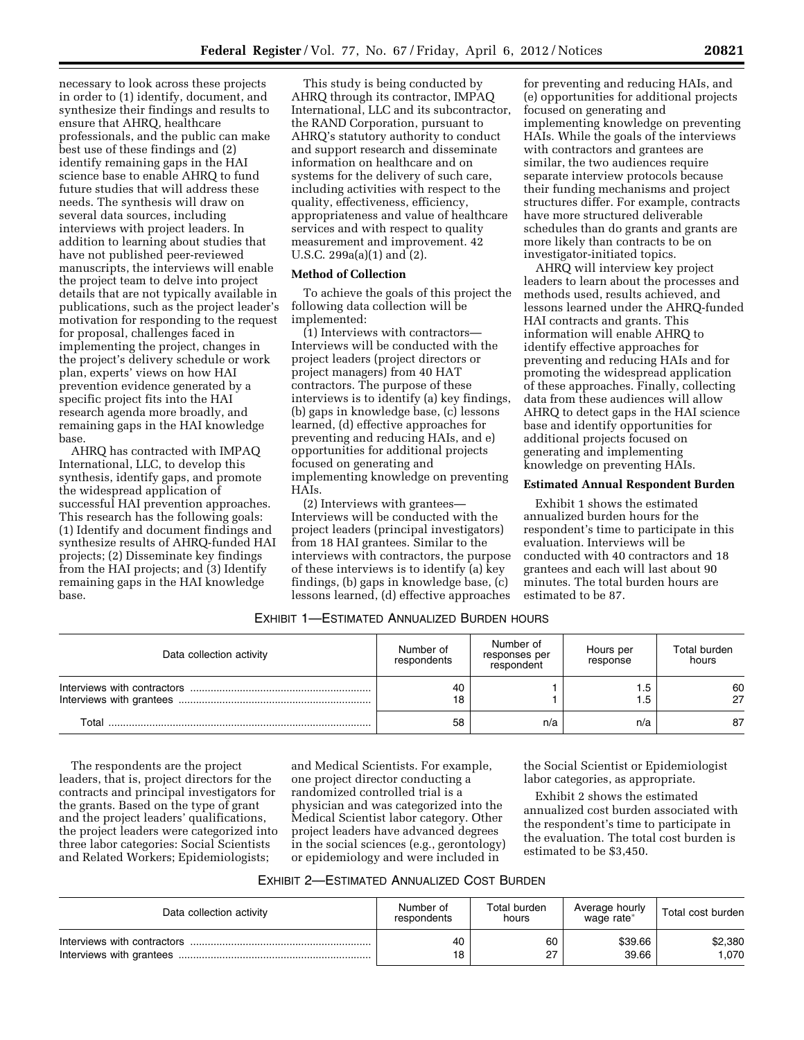necessary to look across these projects in order to (1) identify, document, and synthesize their findings and results to ensure that AHRQ, healthcare professionals, and the public can make best use of these findings and (2) identify remaining gaps in the HAI science base to enable AHRQ to fund future studies that will address these needs. The synthesis will draw on several data sources, including interviews with project leaders. In addition to learning about studies that have not published peer-reviewed manuscripts, the interviews will enable the project team to delve into project details that are not typically available in publications, such as the project leader's motivation for responding to the request for proposal, challenges faced in implementing the project, changes in the project's delivery schedule or work plan, experts' views on how HAI prevention evidence generated by a specific project fits into the HAI research agenda more broadly, and remaining gaps in the HAI knowledge base.

AHRQ has contracted with IMPAQ International, LLC, to develop this synthesis, identify gaps, and promote the widespread application of successful HAI prevention approaches. This research has the following goals: (1) Identify and document findings and synthesize results of AHRQ-funded HAI projects; (2) Disseminate key findings from the HAI projects; and (3) Identify remaining gaps in the HAI knowledge base.

This study is being conducted by AHRQ through its contractor, IMPAQ International, LLC and its subcontractor, the RAND Corporation, pursuant to AHRQ's statutory authority to conduct and support research and disseminate information on healthcare and on systems for the delivery of such care, including activities with respect to the quality, effectiveness, efficiency, appropriateness and value of healthcare services and with respect to quality measurement and improvement. 42 U.S.C. 299a(a)(1) and (2).

**Method of Collection**

To achieve the goals of this project the following data collection will be implemented:

(1) Interviews with contractors—Interviews will be conducted with the project leaders (project directors or project managers) from 40 HAT contractors. The purpose of these interviews is to identify (a) key findings, (b) gaps in knowledge base, (c) lessons learned, (d) effective approaches for preventing and reducing HAIs, and e) opportunities for additional projects focused on generating and implementing knowledge on preventing HAIs.

(2) Interviews with grantees—Interviews will be conducted with the project leaders (principal investigators) from 18 HAI grantees. Similar to the interviews with contractors, the purpose of these interviews is to identify (a) key findings, (b) gaps in knowledge base, (c) lessons learned, (d) effective approaches for preventing and reducing HAIs, and (e) opportunities for additional projects focused on generating and implementing knowledge on preventing HAIs. While the goals of the interviews with contractors and grantees are similar, the two audiences require separate interview protocols because their funding mechanisms and project structures differ. For example, contracts have more structured deliverable schedules than do grants and grants are more likely than contracts to be on investigator-initiated topics.

AHRQ will interview key project leaders to learn about the processes and methods used, results achieved, and lessons learned under the AHRQ-funded HAI contracts and grants. This information will enable AHRQ to identify effective approaches for preventing and reducing HAIs and for promoting the widespread application of these approaches. Finally, collecting data from these audiences will allow AHRQ to detect gaps in the HAI science base and identify opportunities for additional projects focused on generating and implementing knowledge on preventing HAIs.

**Estimated Annual Respondent Burden**

Exhibit 1 shows the estimated annualized burden hours for the respondent's time to participate in this evaluation. Interviews will be conducted with 40 contractors and 18 grantees and each will last about 90 minutes. The total burden hours are estimated to be 87.

EXHIBIT 1—ESTIMATED ANNUALIZED BURDEN HOURS

| Data collection activity | Number of respondents | Number of responses per respondent | Hours per response | Total burden hours |
|---|---|---|---|---|
| Interviews with contractors | 40 | 1 | 1.5 | 60 |
| Interviews with grantees | 18 | 1 | 1.5 | 27 |
| Total | 58 | n/a | n/a | 87 |

The respondents are the project leaders, that is, project directors for the contracts and principal investigators for the grants. Based on the type of grant and the project leaders' qualifications, the project leaders were categorized into three labor categories: Social Scientists and Related Workers; Epidemiologists; and Medical Scientists. For example, one project director conducting a randomized controlled trial is a physician and was categorized into the Medical Scientist labor category. Other project leaders have advanced degrees in the social sciences (e.g., gerontology) or epidemiology and were included in the Social Scientist or Epidemiologist labor categories, as appropriate.

Exhibit 2 shows the estimated annualized cost burden associated with the respondent's time to participate in the evaluation. The total cost burden is estimated to be $3,450.

EXHIBIT 2—ESTIMATED ANNUALIZED COST BURDEN

| Data collection activity | Number of respondents | Total burden hours | Average hourly wage rate* | Total cost burden |
|---|---|---|---|---|
| Interviews with contractors | 40 | 60 | $39.66 | $2,380 |
| Interviews with grantees | 18 | 27 | 39.66 | 1,070 |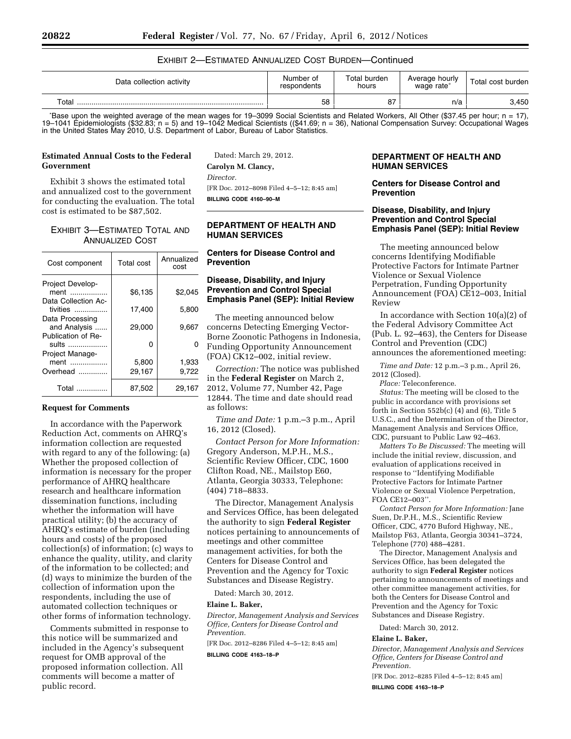EXHIBIT 2—ESTIMATED ANNUALIZED COST BURDEN—Continued

| Data collection activity | Number of respondents | Total burden hours | Average hourly wage rate* | Total cost burden |
|---|---|---|---|---|
| Total | 58 | 87 | n/a | 3,450 |

*Base upon the weighted average of the mean wages for 19–3099 Social Scientists and Related Workers, All Other ($37.45 per hour; n = 17), 19–1041 Epidemiologists ($32.83; n = 5) and 19–1042 Medical Scientists (($41.69; n = 36), National Compensation Survey: Occupational Wages in the United States May 2010, U.S. Department of Labor, Bureau of Labor Statistics.

**Estimated Annual Costs to the Federal Government**

Exhibit 3 shows the estimated total and annualized cost to the government for conducting the evaluation. The total cost is estimated to be $87,502.

EXHIBIT 3—ESTIMATED TOTAL AND ANNUALIZED COST

| Cost component | Total cost | Annualized cost |
|---|---|---|
| Project Development | $6,135 | $2,045 |
| Data Collection Activities | 17,400 | 5,800 |
| Data Processing and Analysis | 29,000 | 9,667 |
| Publication of Results | 0 | 0 |
| Project Management | 5,800 | 1,933 |
| Overhead | 29,167 | 9,722 |
| Total | 87,502 | 29,167 |

**Request for Comments**

In accordance with the Paperwork Reduction Act, comments on AHRQ's information collection are requested with regard to any of the following: (a) Whether the proposed collection of information is necessary for the proper performance of AHRQ healthcare research and healthcare information dissemination functions, including whether the information will have practical utility; (b) the accuracy of AHRQ's estimate of burden (including hours and costs) of the proposed collection(s) of information; (c) ways to enhance the quality, utility, and clarity of the information to be collected; and (d) ways to minimize the burden of the collection of information upon the respondents, including the use of automated collection techniques or other forms of information technology.

Comments submitted in response to this notice will be summarized and included in the Agency's subsequent request for OMB approval of the proposed information collection. All comments will become a matter of public record.

Dated: March 29, 2012.

**Carolyn M. Clancy,**

*Director.*

[FR Doc. 2012–8098 Filed 4–5–12; 8:45 am]

**BILLING CODE 4160–90–M**

## DEPARTMENT OF HEALTH AND HUMAN SERVICES

### Centers for Disease Control and Prevention

### Disease, Disability, and Injury Prevention and Control Special Emphasis Panel (SEP): Initial Review

The meeting announced below concerns Detecting Emerging Vector-Borne Zoonotic Pathogens in Indonesia, Funding Opportunity Announcement (FOA) CK12–002, initial review.

*Correction:* The notice was published in the **Federal Register** on March 2, 2012, Volume 77, Number 42, Page 12844. The time and date should read as follows:

*Time and Date:* 1 p.m.–3 p.m., April 16, 2012 (Closed).

*Contact Person for More Information:* Gregory Anderson, M.P.H., M.S., Scientific Review Officer, CDC, 1600 Clifton Road, NE., Mailstop E60, Atlanta, Georgia 30333, Telephone: (404) 718–8833.

The Director, Management Analysis and Services Office, has been delegated the authority to sign **Federal Register** notices pertaining to announcements of meetings and other committee management activities, for both the Centers for Disease Control and Prevention and the Agency for Toxic Substances and Disease Registry.

Dated: March 30, 2012.

**Elaine L. Baker,**

*Director, Management Analysis and Services Office, Centers for Disease Control and Prevention.*

[FR Doc. 2012–8286 Filed 4–5–12; 8:45 am]

**BILLING CODE 4163–18–P**

## DEPARTMENT OF HEALTH AND HUMAN SERVICES

### Centers for Disease Control and Prevention

### Disease, Disability, and Injury Prevention and Control Special Emphasis Panel (SEP): Initial Review

The meeting announced below concerns Identifying Modifiable Protective Factors for Intimate Partner Violence or Sexual Violence Perpetration, Funding Opportunity Announcement (FOA) CE12–003, Initial Review

In accordance with Section 10(a)(2) of the Federal Advisory Committee Act (Pub. L. 92–463), the Centers for Disease Control and Prevention (CDC) announces the aforementioned meeting:

*Time and Date:* 12 p.m.–3 p.m., April 26, 2012 (Closed).

*Place:* Teleconference.

*Status:* The meeting will be closed to the public in accordance with provisions set forth in Section 552b(c) (4) and (6), Title 5 U.S.C., and the Determination of the Director, Management Analysis and Services Office, CDC, pursuant to Public Law 92–463.

*Matters To Be Discussed:* The meeting will include the initial review, discussion, and evaluation of applications received in response to ''Identifying Modifiable Protective Factors for Intimate Partner Violence or Sexual Violence Perpetration, FOA CE12–003''.

*Contact Person for More Information:* Jane Suen, Dr.P.H., M.S., Scientific Review Officer, CDC, 4770 Buford Highway, NE., Mailstop F63, Atlanta, Georgia 30341–3724, Telephone (770) 488–4281.

The Director, Management Analysis and Services Office, has been delegated the authority to sign **Federal Register** notices pertaining to announcements of meetings and other committee management activities, for both the Centers for Disease Control and Prevention and the Agency for Toxic Substances and Disease Registry.

Dated: March 30, 2012.

**Elaine L. Baker,**

*Director, Management Analysis and Services Office, Centers for Disease Control and Prevention.*

[FR Doc. 2012–8285 Filed 4–5–12; 8:45 am]

**BILLING CODE 4163–18–P**